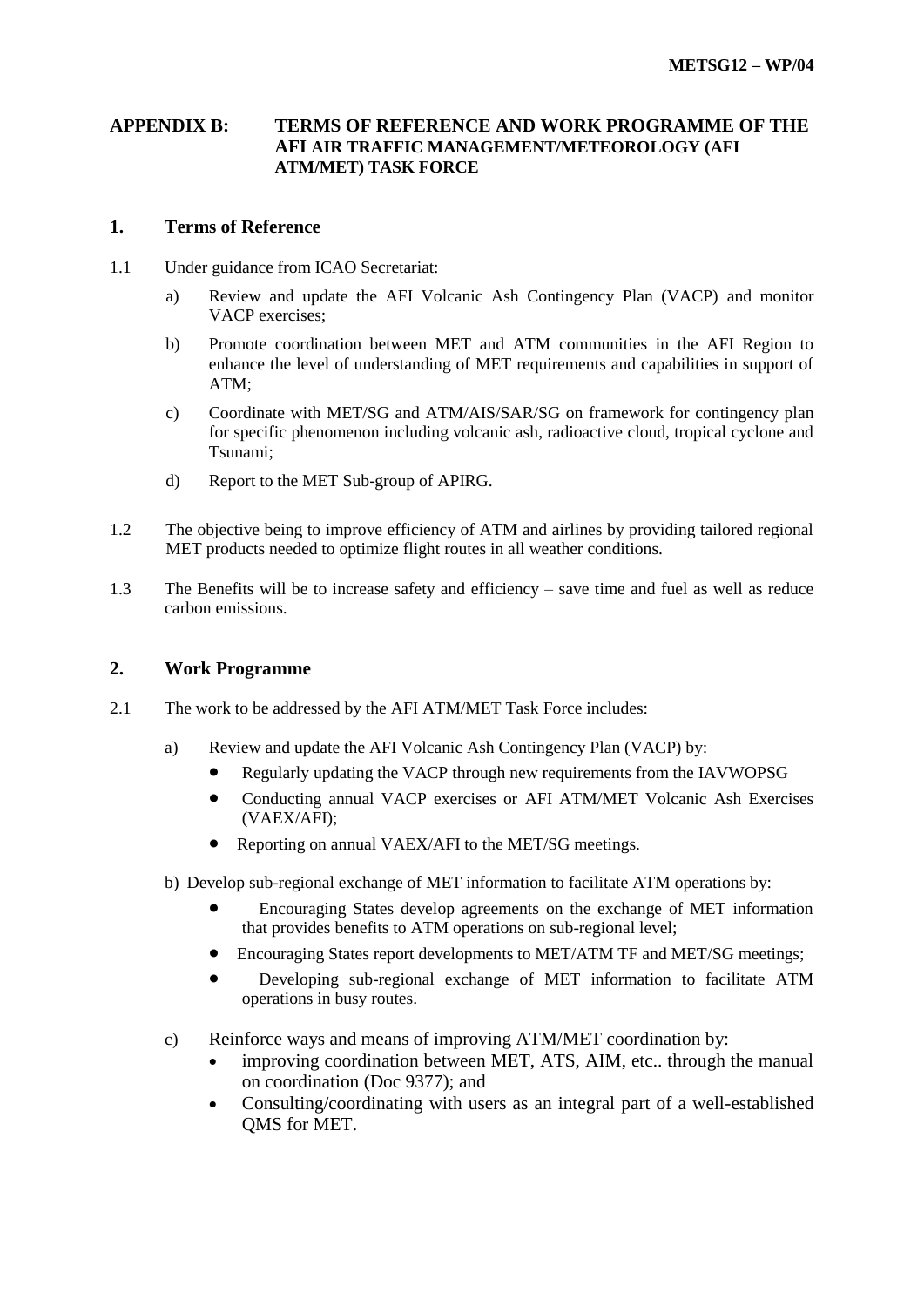## APPENDIX B: TERMS OF REFERENCE AND WORK PROGRAMME OF THE AFI AIR TRAFFIC MANAGEMENT/METEOROLOGY (AFI ATM/MET) TASK FORCE

### 1. Terms of Reference

1.1 Under guidance from ICAO Secretariat:

a) Review and update the AFI Volcanic Ash Contingency Plan (VACP) and monitor VACP exercises;

b) Promote coordination between MET and ATM communities in the AFI Region to enhance the level of understanding of MET requirements and capabilities in support of ATM;

c) Coordinate with MET/SG and ATM/AIS/SAR/SG on framework for contingency plan for specific phenomenon including volcanic ash, radioactive cloud, tropical cyclone and Tsunami;

d) Report to the MET Sub-group of APIRG.

1.2 The objective being to improve efficiency of ATM and airlines by providing tailored regional MET products needed to optimize flight routes in all weather conditions.

1.3 The Benefits will be to increase safety and efficiency – save time and fuel as well as reduce carbon emissions.

### 2. Work Programme

2.1 The work to be addressed by the AFI ATM/MET Task Force includes:

a) Review and update the AFI Volcanic Ash Contingency Plan (VACP) by:

- Regularly updating the VACP through new requirements from the IAVWOPSG
- Conducting annual VACP exercises or AFI ATM/MET Volcanic Ash Exercises (VAEX/AFI);
- Reporting on annual VAEX/AFI to the MET/SG meetings.

b) Develop sub-regional exchange of MET information to facilitate ATM operations by:

- Encouraging States develop agreements on the exchange of MET information that provides benefits to ATM operations on sub-regional level;
- Encouraging States report developments to MET/ATM TF and MET/SG meetings;
- Developing sub-regional exchange of MET information to facilitate ATM operations in busy routes.

c) Reinforce ways and means of improving ATM/MET coordination by:

- improving coordination between MET, ATS, AIM, etc.. through the manual on coordination (Doc 9377); and
- Consulting/coordinating with users as an integral part of a well-established QMS for MET.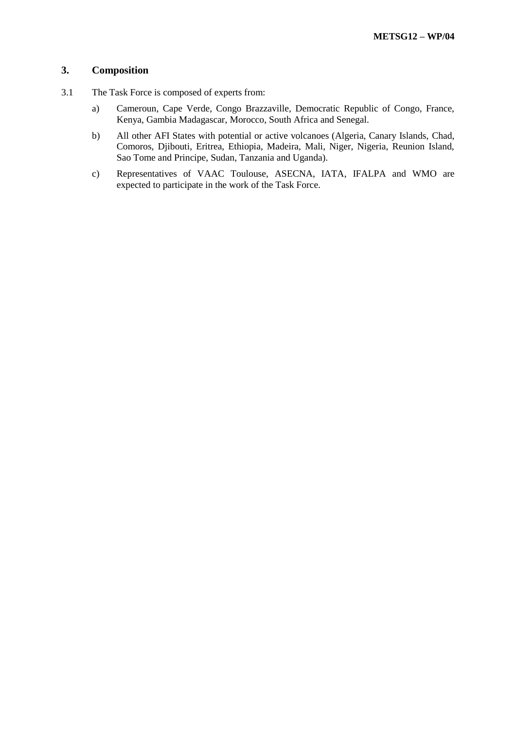## 3. Composition

3.1 The Task Force is composed of experts from:

a) Cameroun, Cape Verde, Congo Brazzaville, Democratic Republic of Congo, France, Kenya, Gambia Madagascar, Morocco, South Africa and Senegal.

b) All other AFI States with potential or active volcanoes (Algeria, Canary Islands, Chad, Comoros, Djibouti, Eritrea, Ethiopia, Madeira, Mali, Niger, Nigeria, Reunion Island, Sao Tome and Principe, Sudan, Tanzania and Uganda).

c) Representatives of VAAC Toulouse, ASECNA, IATA, IFALPA and WMO are expected to participate in the work of the Task Force.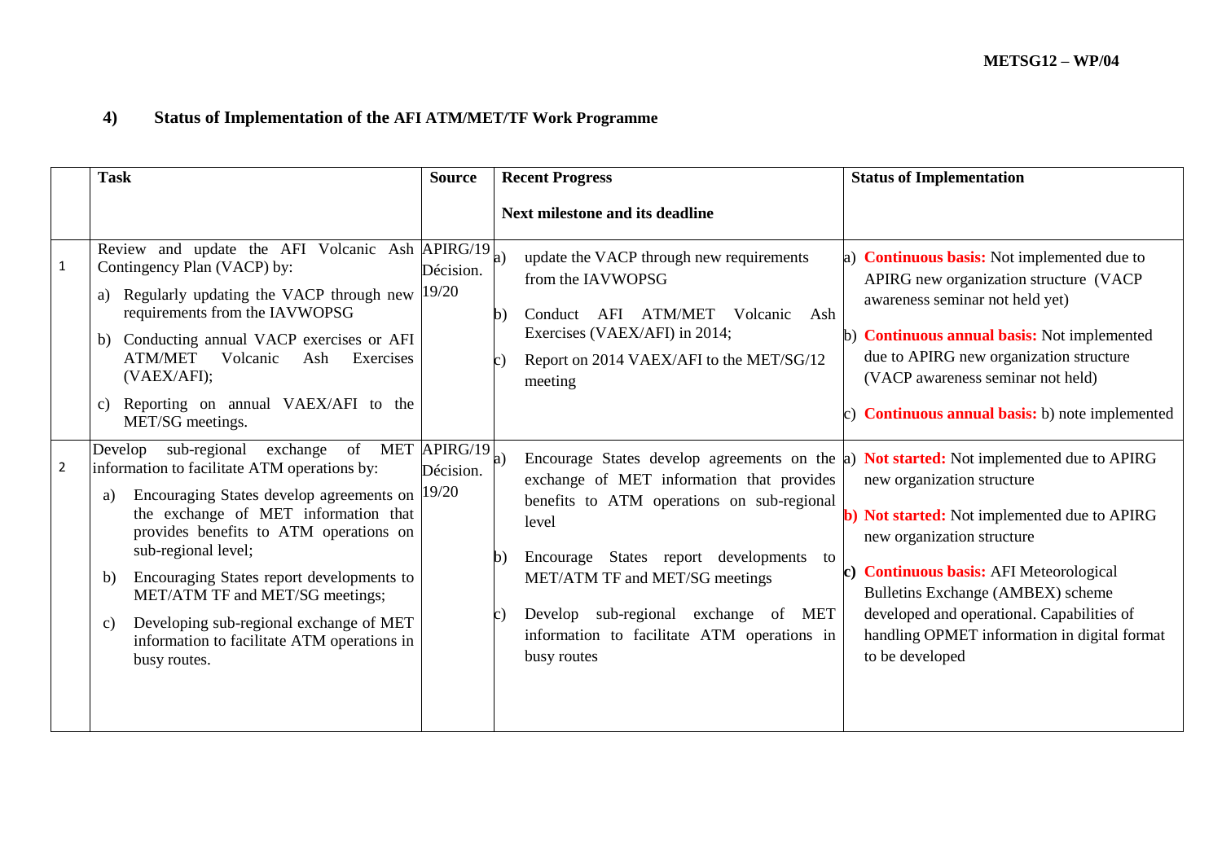## 4) Status of Implementation of the AFI ATM/MET/TF Work Programme

| | Task | Source | Recent Progress<br><br>Next milestone and its deadline | Status of Implementation |
|---|---|---|---|---|
| 1 | Review and update the AFI Volcanic Ash Contingency Plan (VACP) by:<br>a) Regularly updating the VACP through new requirements from the IAVWOPSG<br>b) Conducting annual VACP exercises or AFI ATM/MET Volcanic Ash Exercises (VAEX/AFI);<br>c) Reporting on annual VAEX/AFI to the MET/SG meetings. | APIRG/19 Décision. 19/20 | a) update the VACP through new requirements from the IAVWOPSG<br>b) Conduct AFI ATM/MET Volcanic Ash Exercises (VAEX/AFI) in 2014;<br>c) Report on 2014 VAEX/AFI to the MET/SG/12 meeting | a) **Continuous basis:** Not implemented due to APIRG new organization structure (VACP awareness seminar not held yet)<br>b) **Continuous annual basis:** Not implemented due to APIRG new organization structure (VACP awareness seminar not held)<br>c) **Continuous annual basis:** b) note implemented |
| 2 | Develop sub-regional exchange of MET information to facilitate ATM operations by:<br>a) Encouraging States develop agreements on the exchange of MET information that provides benefits to ATM operations on sub-regional level;<br>b) Encouraging States report developments to MET/ATM TF and MET/SG meetings;<br>c) Developing sub-regional exchange of MET information to facilitate ATM operations in busy routes. | APIRG/19 Décision. 19/20 | a) Encourage States develop agreements on the exchange of MET information that provides benefits to ATM operations on sub-regional level<br>b) Encourage States report developments to MET/ATM TF and MET/SG meetings<br>c) Develop sub-regional exchange of MET information to facilitate ATM operations in busy routes | a) **Not started:** Not implemented due to APIRG new organization structure<br>**b) Not started:** Not implemented due to APIRG new organization structure<br>**c) Continuous basis:** AFI Meteorological Bulletins Exchange (AMBEX) scheme developed and operational. Capabilities of handling OPMET information in digital format to be developed |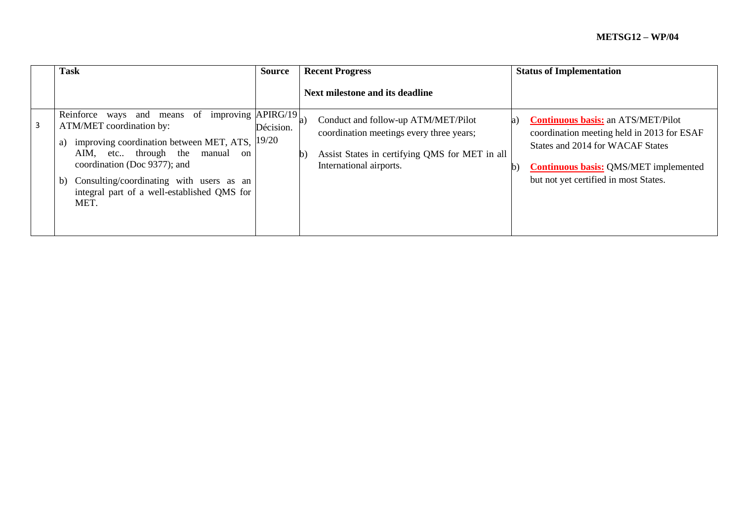| | Task | Source | Recent Progress<br><br>Next milestone and its deadline | Status of Implementation |
|---|---|---|---|---|
| 3 | Reinforce ways and means of improving ATM/MET coordination by:<br>a) improving coordination between MET, ATS, AIM, etc.. through the manual on coordination (Doc 9377); and<br>b) Consulting/coordinating with users as an integral part of a well-established QMS for MET. | APIRG/19 Décision. 19/20 | a) Conduct and follow-up ATM/MET/Pilot coordination meetings every three years;<br>b) Assist States in certifying QMS for MET in all International airports. | a) **Continuous basis:** an ATS/MET/Pilot coordination meeting held in 2013 for ESAF States and 2014 for WACAF States<br>b) **Continuous basis:** QMS/MET implemented but not yet certified in most States. |